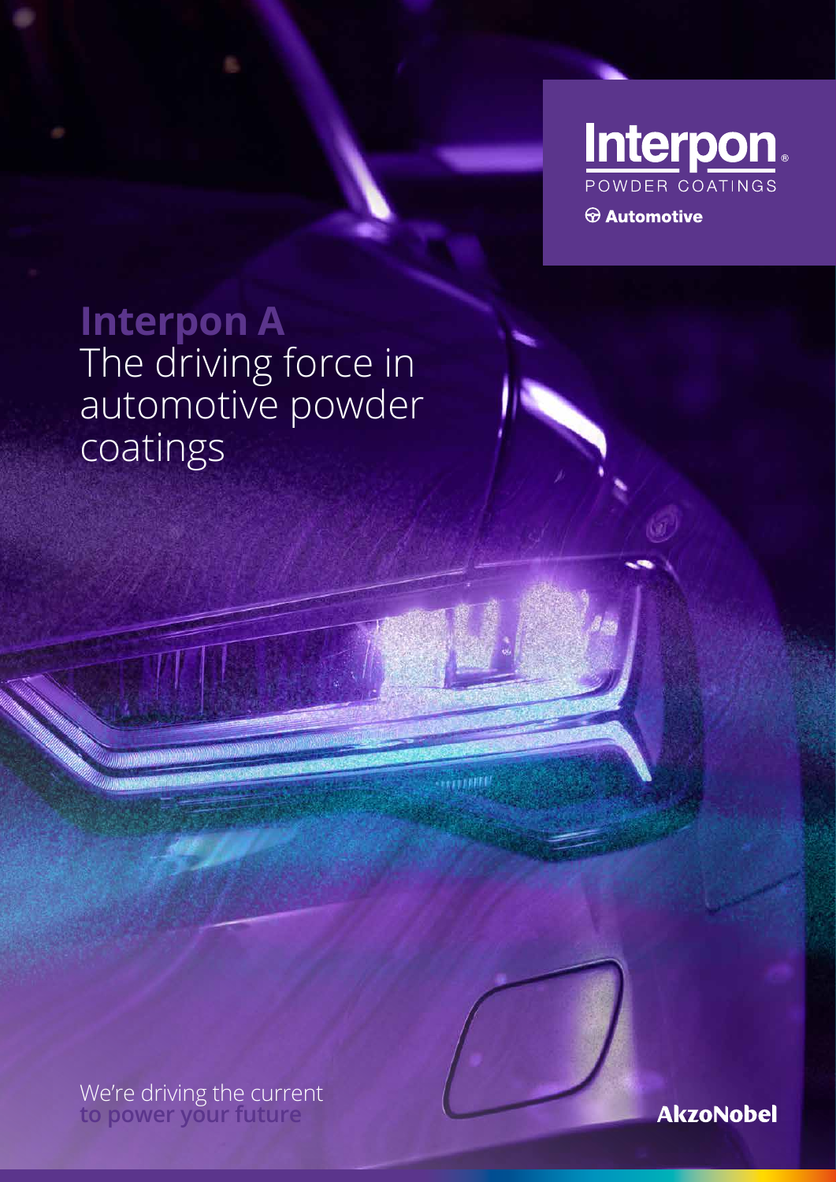Interpon®

POWDER COATINGS

Automotive

# Interpon A
The driving force in automotive powder coatings

We're driving the current
**to power your future**

AkzoNobel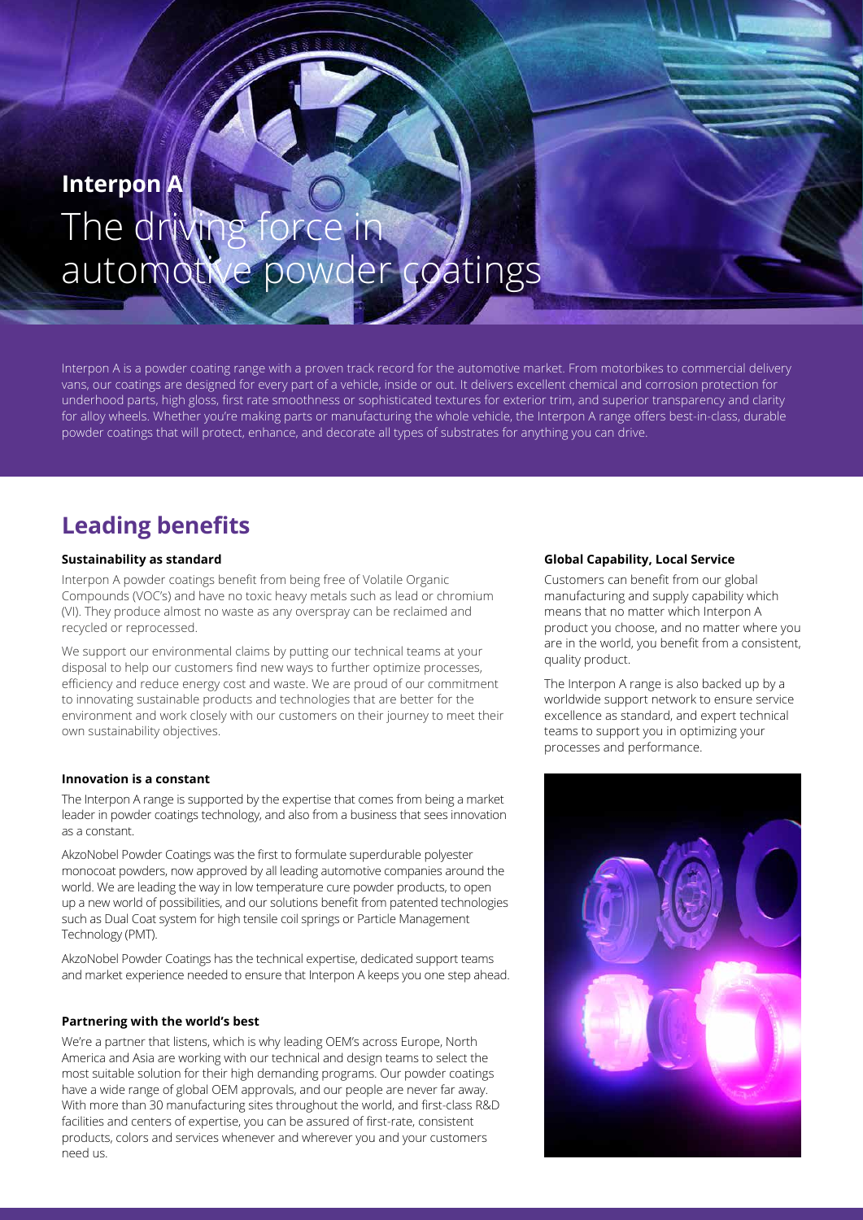**Interpon A**

# The driving force in automotive powder coatings

Interpon A is a powder coating range with a proven track record for the automotive market. From motorbikes to commercial delivery vans, our coatings are designed for every part of a vehicle, inside or out. It delivers excellent chemical and corrosion protection for underhood parts, high gloss, first rate smoothness or sophisticated textures for exterior trim, and superior transparency and clarity for alloy wheels. Whether you're making parts or manufacturing the whole vehicle, the Interpon A range offers best-in-class, durable powder coatings that will protect, enhance, and decorate all types of substrates for anything you can drive.

## Leading benefits

**Sustainability as standard**

Interpon A powder coatings benefit from being free of Volatile Organic Compounds (VOC's) and have no toxic heavy metals such as lead or chromium (VI). They produce almost no waste as any overspray can be reclaimed and recycled or reprocessed.

We support our environmental claims by putting our technical teams at your disposal to help our customers find new ways to further optimize processes, efficiency and reduce energy cost and waste. We are proud of our commitment to innovating sustainable products and technologies that are better for the environment and work closely with our customers on their journey to meet their own sustainability objectives.

**Innovation is a constant**

The Interpon A range is supported by the expertise that comes from being a market leader in powder coatings technology, and also from a business that sees innovation as a constant.

AkzoNobel Powder Coatings was the first to formulate superdurable polyester monocoat powders, now approved by all leading automotive companies around the world. We are leading the way in low temperature cure powder products, to open up a new world of possibilities, and our solutions benefit from patented technologies such as Dual Coat system for high tensile coil springs or Particle Management Technology (PMT).

AkzoNobel Powder Coatings has the technical expertise, dedicated support teams and market experience needed to ensure that Interpon A keeps you one step ahead.

**Partnering with the world's best**

We're a partner that listens, which is why leading OEM's across Europe, North America and Asia are working with our technical and design teams to select the most suitable solution for their high demanding programs. Our powder coatings have a wide range of global OEM approvals, and our people are never far away. With more than 30 manufacturing sites throughout the world, and first-class R&D facilities and centers of expertise, you can be assured of first-rate, consistent products, colors and services whenever and wherever you and your customers need us.

**Global Capability, Local Service**

Customers can benefit from our global manufacturing and supply capability which means that no matter which Interpon A product you choose, and no matter where you are in the world, you benefit from a consistent, quality product.

The Interpon A range is also backed up by a worldwide support network to ensure service excellence as standard, and expert technical teams to support you in optimizing your processes and performance.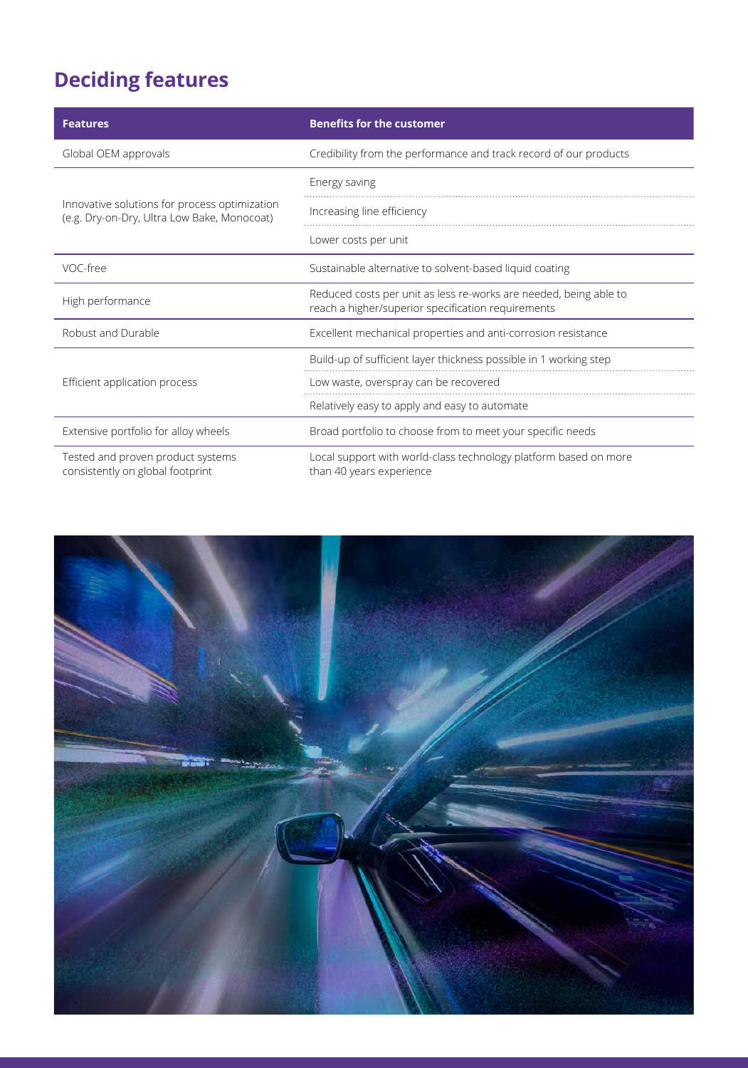## Deciding features

| Features | Benefits for the customer |
| --- | --- |
| Global OEM approvals | Credibility from the performance and track record of our products |
| Innovative solutions for process optimization (e.g. Dry-on-Dry, Ultra Low Bake, Monocoat) | Energy saving |
| | Increasing line efficiency |
| | Lower costs per unit |
| VOC-free | Sustainable alternative to solvent-based liquid coating |
| High performance | Reduced costs per unit as less re-works are needed, being able to reach a higher/superior specification requirements |
| Robust and Durable | Excellent mechanical properties and anti-corrosion resistance |
| Efficient application process | Build-up of sufficient layer thickness possible in 1 working step |
| | Low waste, overspray can be recovered |
| | Relatively easy to apply and easy to automate |
| Extensive portfolio for alloy wheels | Broad portfolio to choose from to meet your specific needs |
| Tested and proven product systems consistently on global footprint | Local support with world-class technology platform based on more than 40 years experience |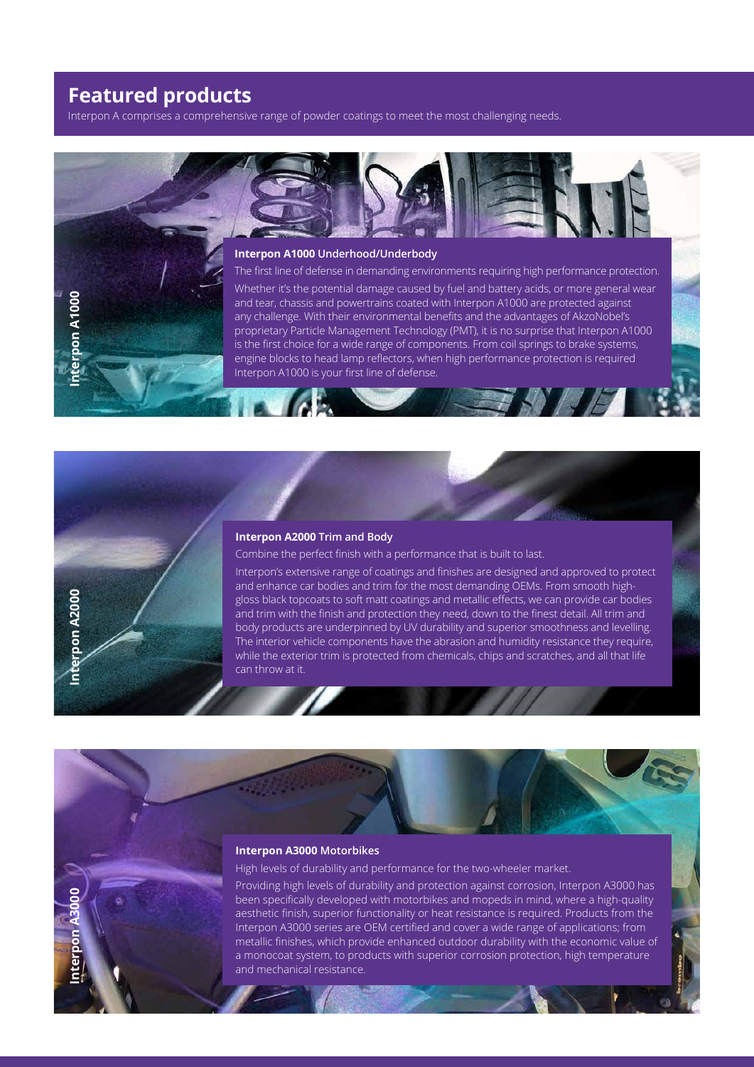# Featured products

Interpon A comprises a comprehensive range of powder coatings to meet the most challenging needs.

## Interpon A1000

**Interpon A1000** Underhood/Underbody

The first line of defense in demanding environments requiring high performance protection.

Whether it's the potential damage caused by fuel and battery acids, or more general wear and tear, chassis and powertrains coated with Interpon A1000 are protected against any challenge. With their environmental benefits and the advantages of AkzoNobel's proprietary Particle Management Technology (PMT), it is no surprise that Interpon A1000 is the first choice for a wide range of components. From coil springs to brake systems, engine blocks to head lamp reflectors, when high performance protection is required Interpon A1000 is your first line of defense.

## Interpon A2000

**Interpon A2000** Trim and Body

Combine the perfect finish with a performance that is built to last.

Interpon's extensive range of coatings and finishes are designed and approved to protect and enhance car bodies and trim for the most demanding OEMs. From smooth high-gloss black topcoats to soft matt coatings and metallic effects, we can provide car bodies and trim with the finish and protection they need, down to the finest detail. All trim and body products are underpinned by UV durability and superior smoothness and levelling. The interior vehicle components have the abrasion and humidity resistance they require, while the exterior trim is protected from chemicals, chips and scratches, and all that life can throw at it.

## Interpon A3000

**Interpon A3000** Motorbikes

High levels of durability and performance for the two-wheeler market.

Providing high levels of durability and protection against corrosion, Interpon A3000 has been specifically developed with motorbikes and mopeds in mind, where a high-quality aesthetic finish, superior functionality or heat resistance is required. Products from the Interpon A3000 series are OEM certified and cover a wide range of applications; from metallic finishes, which provide enhanced outdoor durability with the economic value of a monocoat system, to products with superior corrosion protection, high temperature and mechanical resistance.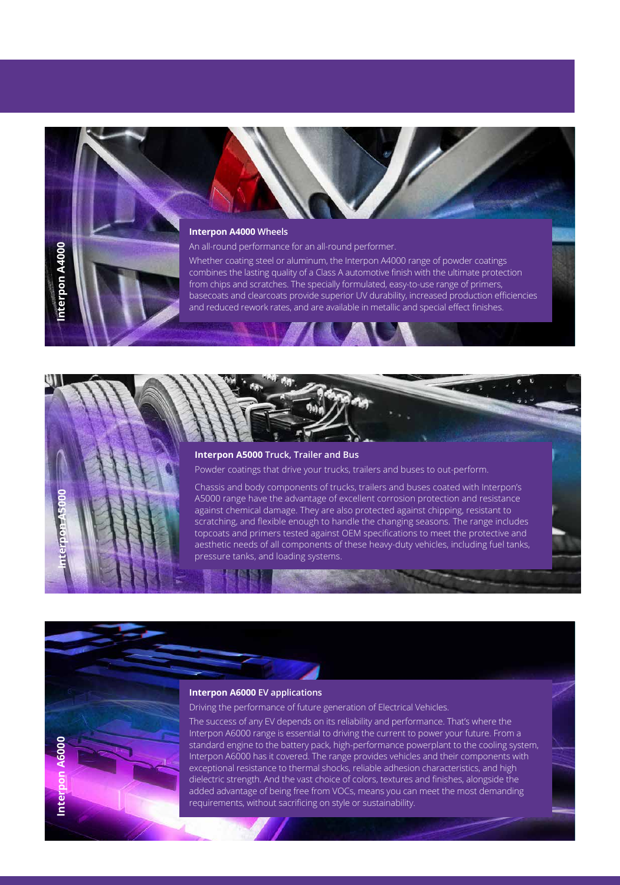## Interpon A4000 Wheels

An all-round performance for an all-round performer.

Whether coating steel or aluminum, the Interpon A4000 range of powder coatings combines the lasting quality of a Class A automotive finish with the ultimate protection from chips and scratches. The specially formulated, easy-to-use range of primers, basecoats and clearcoats provide superior UV durability, increased production efficiencies and reduced rework rates, and are available in metallic and special effect finishes.

## Interpon A5000 Truck, Trailer and Bus

Powder coatings that drive your trucks, trailers and buses to out-perform.

Chassis and body components of trucks, trailers and buses coated with Interpon's A5000 range have the advantage of excellent corrosion protection and resistance against chemical damage. They are also protected against chipping, resistant to scratching, and flexible enough to handle the changing seasons. The range includes topcoats and primers tested against OEM specifications to meet the protective and aesthetic needs of all components of these heavy-duty vehicles, including fuel tanks, pressure tanks, and loading systems.

## Interpon A6000 EV applications

Driving the performance of future generation of Electrical Vehicles.

The success of any EV depends on its reliability and performance. That's where the Interpon A6000 range is essential to driving the current to power your future. From a standard engine to the battery pack, high-performance powerplant to the cooling system, Interpon A6000 has it covered. The range provides vehicles and their components with exceptional resistance to thermal shocks, reliable adhesion characteristics, and high dielectric strength. And the vast choice of colors, textures and finishes, alongside the added advantage of being free from VOCs, means you can meet the most demanding requirements, without sacrificing on style or sustainability.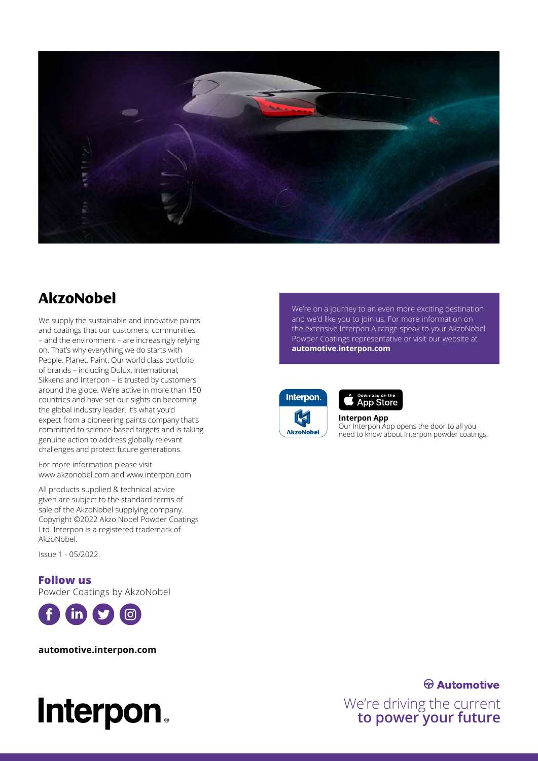## AkzoNobel

We supply the sustainable and innovative paints and coatings that our customers, communities – and the environment – are increasingly relying on. That's why everything we do starts with People. Planet. Paint. Our world class portfolio of brands – including Dulux, International, Sikkens and Interpon – is trusted by customers around the globe. We're active in more than 150 countries and have set our sights on becoming the global industry leader. It's what you'd expect from a pioneering paints company that's committed to science-based targets and is taking genuine action to address globally relevant challenges and protect future generations.

For more information please visit www.akzonobel.com and www.interpon.com

All products supplied & technical advice given are subject to the standard terms of sale of the AkzoNobel supplying company. Copyright ©2022 Akzo Nobel Powder Coatings Ltd. Interpon is a registered trademark of AkzoNobel.

Issue 1 - 05/2022.

**Follow us**

Powder Coatings by AkzoNobel

**automotive.interpon.com**

We're on a journey to an even more exciting destination and we'd like you to join us. For more information on the extensive Interpon A range speak to your AkzoNobel Powder Coatings representative or visit our website at **automotive.interpon.com**

Download on the App Store

**Interpon App**
Our Interpon App opens the door to all you need to know about Interpon powder coatings.

Interpon

**Automotive**

We're driving the current **to power your future**